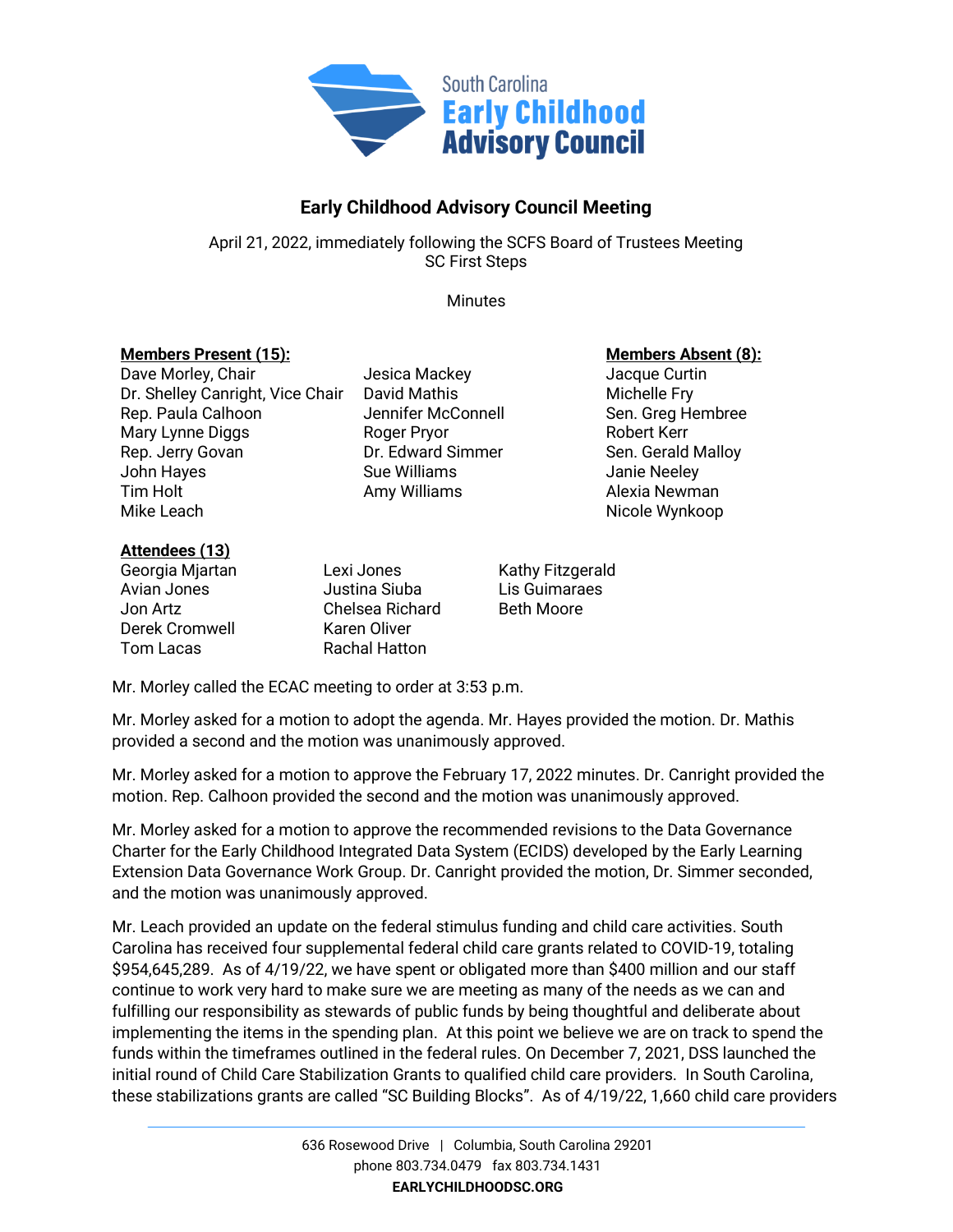# Early Childhood Advisory Council Meeting

April 21, 2022, immediately following the SCFS Board of Trustees Meeting
SC First Steps

Minutes

**Members Present (15):**

Dave Morley, Chair
Dr. Shelley Canright, Vice Chair
Rep. Paula Calhoon
Mary Lynne Diggs
Rep. Jerry Govan
John Hayes
Tim Holt
Mike Leach
Jesica Mackey
David Mathis
Jennifer McConnell
Roger Pryor
Dr. Edward Simmer
Sue Williams
Amy Williams

**Members Absent (8):**

Jacque Curtin
Michelle Fry
Sen. Greg Hembree
Robert Kerr
Sen. Gerald Malloy
Janie Neeley
Alexia Newman
Nicole Wynkoop

**Attendees (13)**

Georgia Mjartan
Avian Jones
Jon Artz
Derek Cromwell
Tom Lacas
Lexi Jones
Justina Siuba
Chelsea Richard
Karen Oliver
Rachal Hatton
Kathy Fitzgerald
Lis Guimaraes
Beth Moore

Mr. Morley called the ECAC meeting to order at 3:53 p.m.

Mr. Morley asked for a motion to adopt the agenda. Mr. Hayes provided the motion. Dr. Mathis provided a second and the motion was unanimously approved.

Mr. Morley asked for a motion to approve the February 17, 2022 minutes. Dr. Canright provided the motion. Rep. Calhoon provided the second and the motion was unanimously approved.

Mr. Morley asked for a motion to approve the recommended revisions to the Data Governance Charter for the Early Childhood Integrated Data System (ECIDS) developed by the Early Learning Extension Data Governance Work Group. Dr. Canright provided the motion, Dr. Simmer seconded, and the motion was unanimously approved.

Mr. Leach provided an update on the federal stimulus funding and child care activities. South Carolina has received four supplemental federal child care grants related to COVID-19, totaling $954,645,289. As of 4/19/22, we have spent or obligated more than $400 million and our staff continue to work very hard to make sure we are meeting as many of the needs as we can and fulfilling our responsibility as stewards of public funds by being thoughtful and deliberate about implementing the items in the spending plan. At this point we believe we are on track to spend the funds within the timeframes outlined in the federal rules. On December 7, 2021, DSS launched the initial round of Child Care Stabilization Grants to qualified child care providers. In South Carolina, these stabilizations grants are called "SC Building Blocks". As of 4/19/22, 1,660 child care providers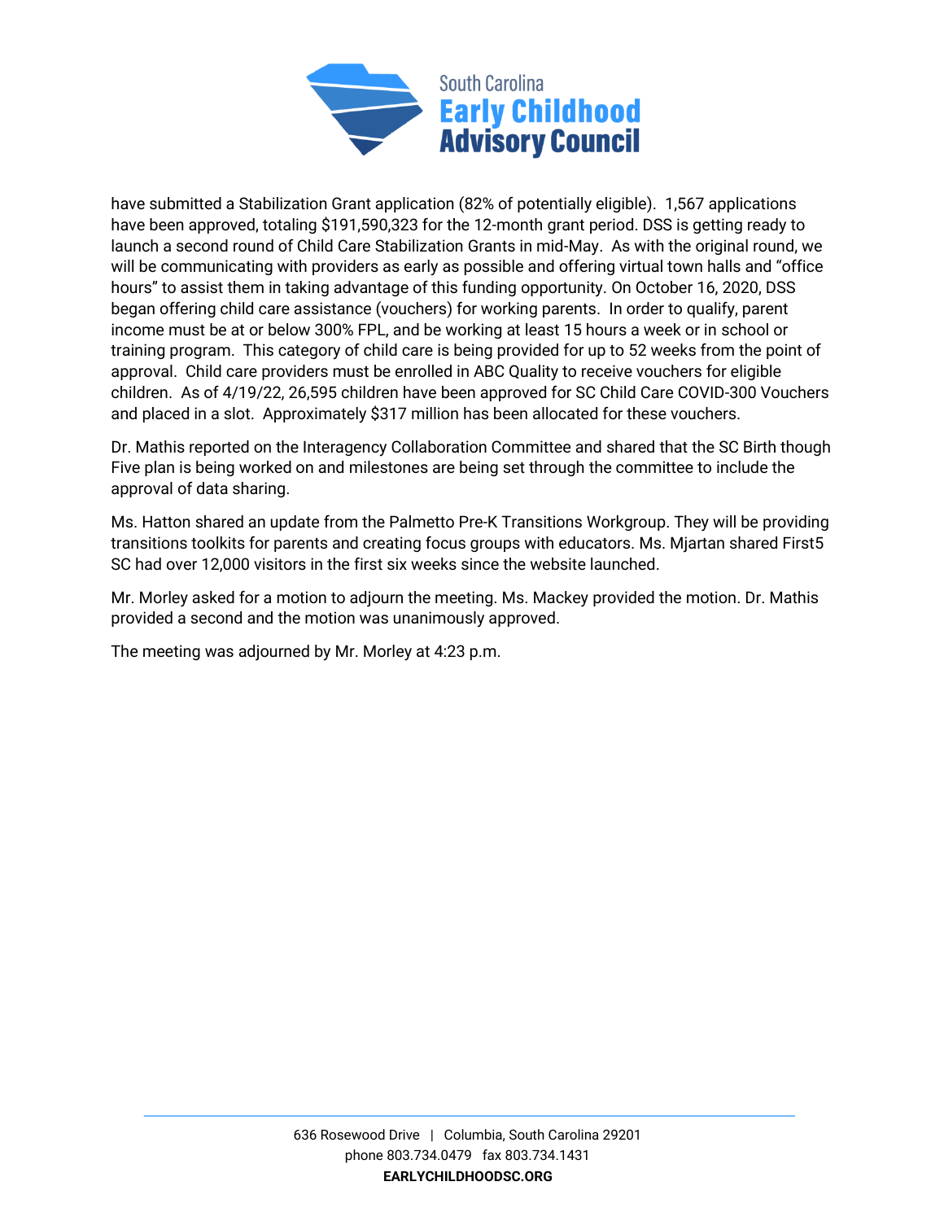have submitted a Stabilization Grant application (82% of potentially eligible). 1,567 applications have been approved, totaling $191,590,323 for the 12-month grant period. DSS is getting ready to launch a second round of Child Care Stabilization Grants in mid-May. As with the original round, we will be communicating with providers as early as possible and offering virtual town halls and "office hours" to assist them in taking advantage of this funding opportunity. On October 16, 2020, DSS began offering child care assistance (vouchers) for working parents. In order to qualify, parent income must be at or below 300% FPL, and be working at least 15 hours a week or in school or training program. This category of child care is being provided for up to 52 weeks from the point of approval. Child care providers must be enrolled in ABC Quality to receive vouchers for eligible children. As of 4/19/22, 26,595 children have been approved for SC Child Care COVID-300 Vouchers and placed in a slot. Approximately $317 million has been allocated for these vouchers.

Dr. Mathis reported on the Interagency Collaboration Committee and shared that the SC Birth though Five plan is being worked on and milestones are being set through the committee to include the approval of data sharing.

Ms. Hatton shared an update from the Palmetto Pre-K Transitions Workgroup. They will be providing transitions toolkits for parents and creating focus groups with educators. Ms. Mjartan shared First5 SC had over 12,000 visitors in the first six weeks since the website launched.

Mr. Morley asked for a motion to adjourn the meeting. Ms. Mackey provided the motion. Dr. Mathis provided a second and the motion was unanimously approved.

The meeting was adjourned by Mr. Morley at 4:23 p.m.